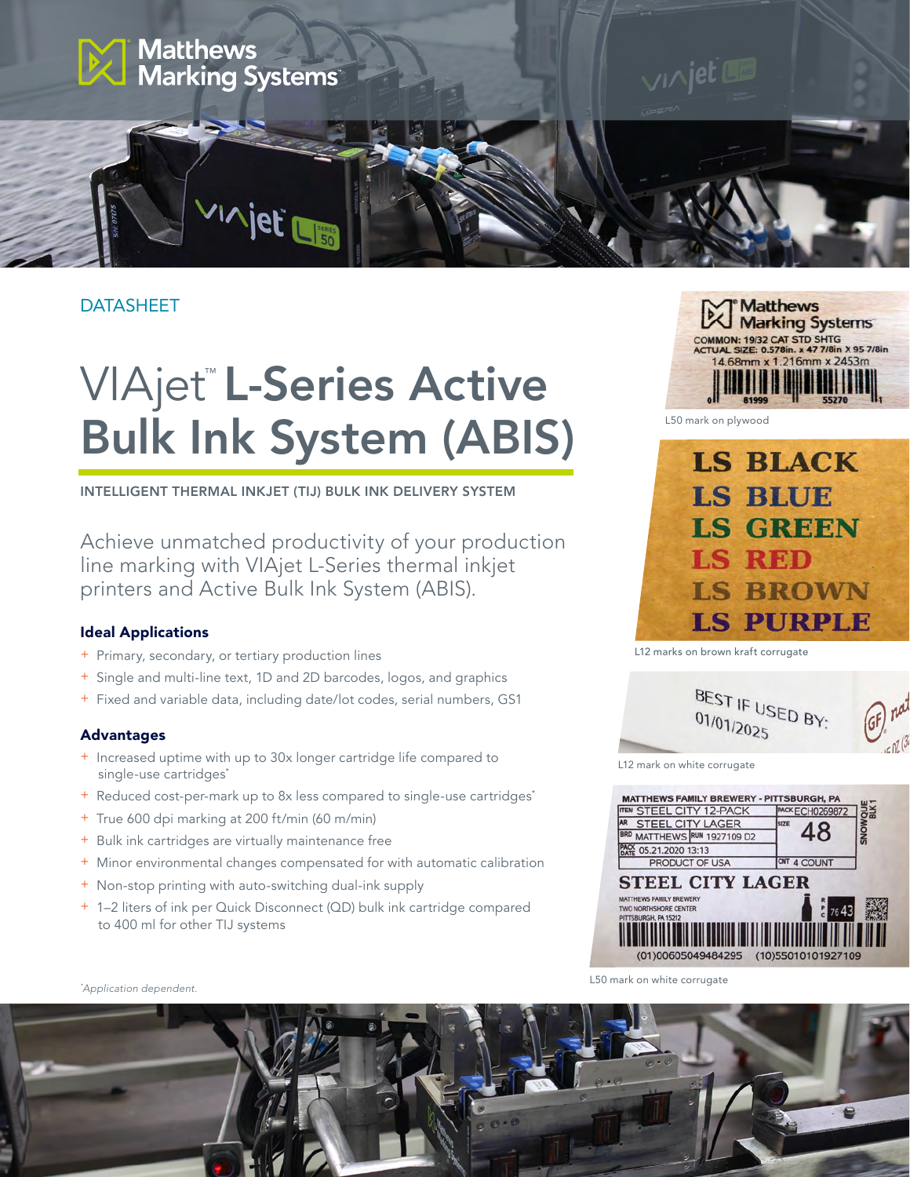DATASHEET

# VIAjet™ L-Series Active Bulk Ink System (ABIS)

INTELLIGENT THERMAL INKJET (TIJ) BULK INK DELIVERY SYSTEM

Achieve unmatched productivity of your production line marking with VIAjet L-Series thermal inkjet printers and Active Bulk Ink System (ABIS).

### Ideal Applications

- Primary, secondary, or tertiary production lines
- Single and multi-line text, 1D and 2D barcodes, logos, and graphics
- Fixed and variable data, including date/lot codes, serial numbers, GS1

### Advantages

- Increased uptime with up to 30x longer cartridge life compared to single-use cartridges*
- Reduced cost-per-mark up to 8x less compared to single-use cartridges*
- True 600 dpi marking at 200 ft/min (60 m/min)
- Bulk ink cartridges are virtually maintenance free
- Minor environmental changes compensated for with automatic calibration
- Non-stop printing with auto-switching dual-ink supply
- 1–2 liters of ink per Quick Disconnect (QD) bulk ink cartridge compared to 400 ml for other TIJ systems

*Application dependent.

L50 mark on plywood

L12 marks on brown kraft corrugate

L12 mark on white corrugate

L50 mark on white corrugate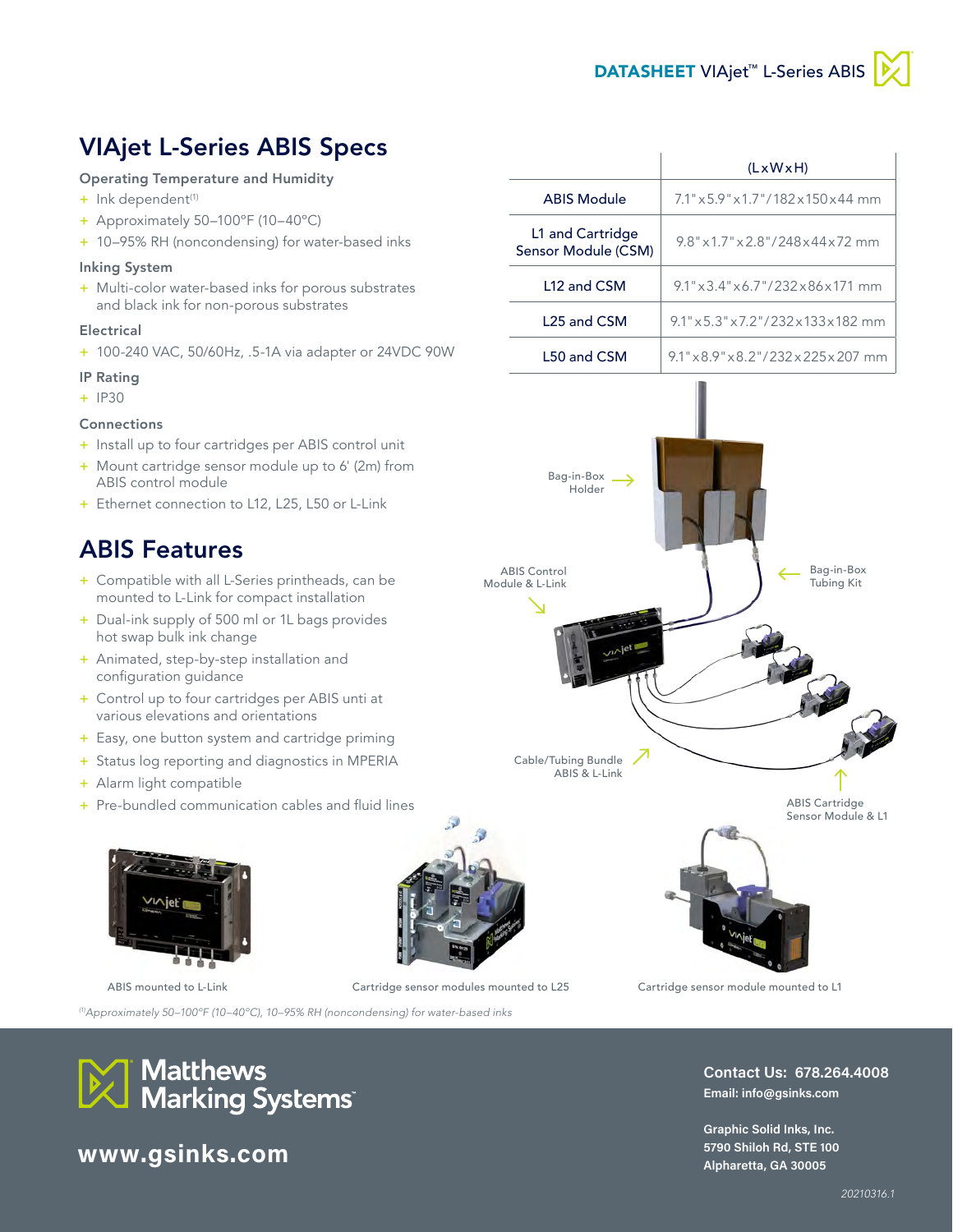## VIAjet L-Series ABIS Specs

### Operating Temperature and Humidity

- Ink dependent[1]
- Approximately 50–100°F (10–40°C)
- 10–95% RH (noncondensing) for water-based inks

### Inking System

- Multi-color water-based inks for porous substrates and black ink for non-porous substrates

### Electrical

- 100-240 VAC, 50/60Hz, .5-1A via adapter or 24VDC 90W

### IP Rating

- IP30

### Connections

- Install up to four cartridges per ABIS control unit
- Mount cartridge sensor module up to 6' (2m) from ABIS control module
- Ethernet connection to L12, L25, L50 or L-Link

| | (LxWxH) |
|---|---|
| ABIS Module | 7.1"x5.9"x1.7"/182x150x44 mm |
| L1 and Cartridge Sensor Module (CSM) | 9.8"x1.7"x2.8"/248x44x72 mm |
| L12 and CSM | 9.1"x3.4"x6.7"/232x86x171 mm |
| L25 and CSM | 9.1"x5.3"x7.2"/232x133x182 mm |
| L50 and CSM | 9.1"x8.9"x8.2"/232x225x207 mm |

Bag-in-Box Holder

ABIS Control Module & L-Link

Bag-in-Box Tubing Kit

Cable/Tubing Bundle ABIS & L-Link

ABIS Cartridge Sensor Module & L1

## ABIS Features

- Compatible with all L-Series printheads, can be mounted to L-Link for compact installation
- Dual-ink supply of 500 ml or 1L bags provides hot swap bulk ink change
- Animated, step-by-step installation and configuration guidance
- Control up to four cartridges per ABIS unti at various elevations and orientations
- Easy, one button system and cartridge priming
- Status log reporting and diagnostics in MPERIA
- Alarm light compatible
- Pre-bundled communication cables and fluid lines

ABIS mounted to L-Link

Cartridge sensor modules mounted to L25

Cartridge sensor module mounted to L1

[1]*Approximately 50–100°F (10–40°C), 10–95% RH (noncondensing) for water-based inks*

Matthews Marking Systems

www.gsinks.com

**Contact Us: 678.264.4008**

**Email: info@gsinks.com**

**Graphic Solid Inks, Inc.**
**5790 Shiloh Rd, STE 100**
**Alpharetta, GA 30005**

*20210316.1*